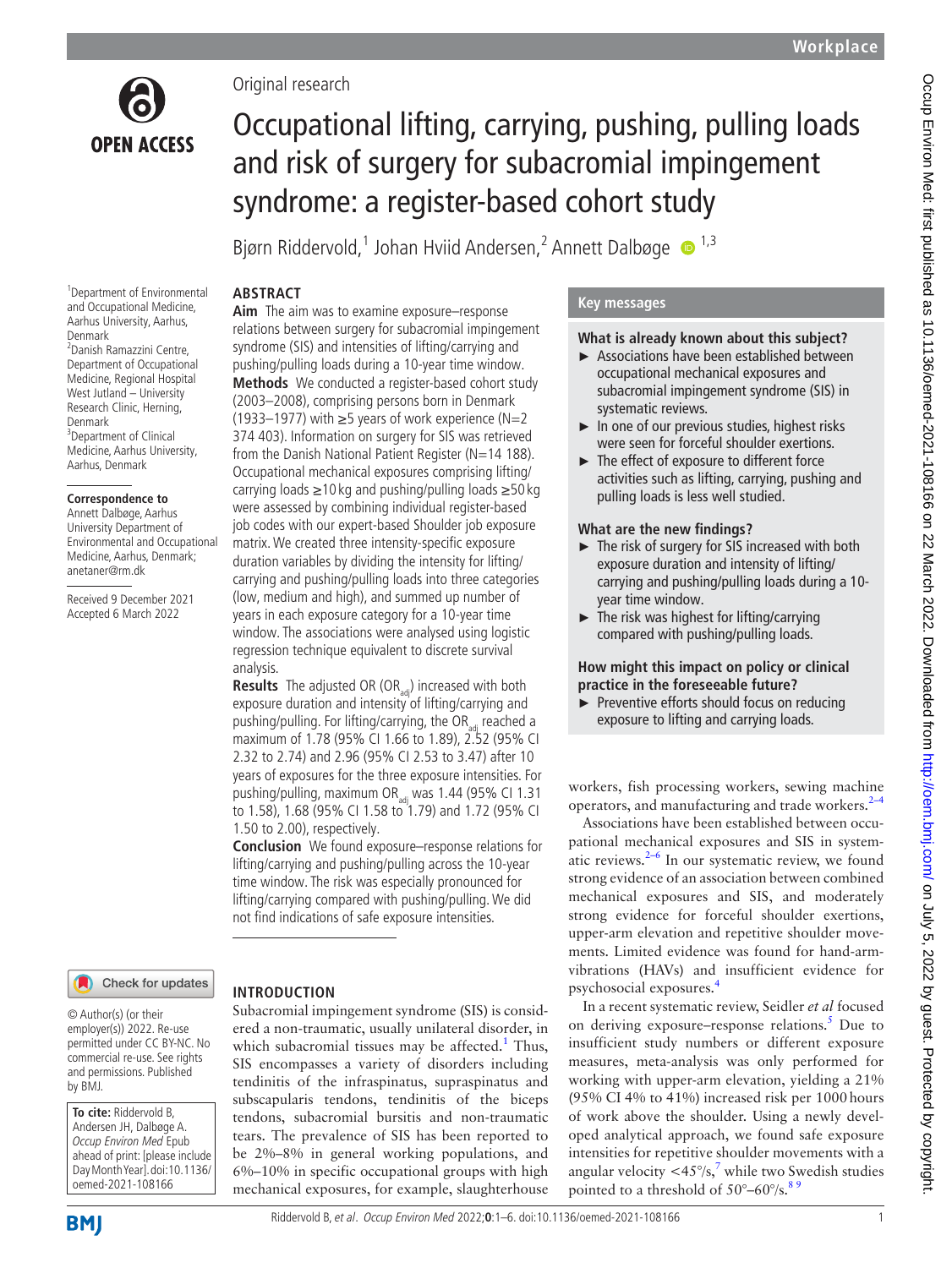Original research

# Occupational lifting, carrying, pushing, pulling loads and risk of surgery for subacromial impingement syndrome: a register-based cohort study

Bjørn Riddervold,[1] Johan Hviid Andersen,[2] Annett Dalbøge [1,3]

[1]Department of Environmental and Occupational Medicine, Aarhus University, Aarhus, Denmark
[2]Danish Ramazzini Centre, Department of Occupational Medicine, Regional Hospital West Jutland – University Research Clinic, Herning, Denmark
[3]Department of Clinical Medicine, Aarhus University, Aarhus, Denmark

**Correspondence to**
Annett Dalbøge, Aarhus University Department of Environmental and Occupational Medicine, Aarhus, Denmark; anetaner@rm.dk

Received 9 December 2021
Accepted 6 March 2022

© Author(s) (or their employer(s)) 2022. Re-use permitted under CC BY-NC. No commercial re-use. See rights and permissions. Published by BMJ.

**To cite:** Riddervold B, Andersen JH, Dalbøge A. *Occup Environ Med* Epub ahead of print: [please include Day Month Year]. doi:10.1136/oemed-2021-108166

## ABSTRACT

**Aim** The aim was to examine exposure–response relations between surgery for subacromial impingement syndrome (SIS) and intensities of lifting/carrying and pushing/pulling loads during a 10-year time window.

**Methods** We conducted a register-based cohort study (2003–2008), comprising persons born in Denmark (1933–1977) with ≥5 years of work experience (N=2 374 403). Information on surgery for SIS was retrieved from the Danish National Patient Register (N=14 188). Occupational mechanical exposures comprising lifting/carrying loads ≥10 kg and pushing/pulling loads ≥50 kg were assessed by combining individual register-based job codes with our expert-based Shoulder job exposure matrix. We created three intensity-specific exposure duration variables by dividing the intensity for lifting/carrying and pushing/pulling loads into three categories (low, medium and high), and summed up number of years in each exposure category for a 10-year time window. The associations were analysed using logistic regression technique equivalent to discrete survival analysis.

**Results** The adjusted OR ($OR_{adj}$) increased with both exposure duration and intensity of lifting/carrying and pushing/pulling. For lifting/carrying, the $OR_{adj}$ reached a maximum of 1.78 (95% CI 1.66 to 1.89), 2.52 (95% CI 2.32 to 2.74) and 2.96 (95% CI 2.53 to 3.47) after 10 years of exposures for the three exposure intensities. For pushing/pulling, maximum $OR_{adj}$ was 1.44 (95% CI 1.31 to 1.58), 1.68 (95% CI 1.58 to 1.79) and 1.72 (95% CI 1.50 to 2.00), respectively.

**Conclusion** We found exposure–response relations for lifting/carrying and pushing/pulling across the 10-year time window. The risk was especially pronounced for lifting/carrying compared with pushing/pulling. We did not find indications of safe exposure intensities.

## Key messages

### What is already known about this subject?

- Associations have been established between occupational mechanical exposures and subacromial impingement syndrome (SIS) in systematic reviews.
- In one of our previous studies, highest risks were seen for forceful shoulder exertions.
- The effect of exposure to different force activities such as lifting, carrying, pushing and pulling loads is less well studied.

### What are the new findings?

- The risk of surgery for SIS increased with both exposure duration and intensity of lifting/carrying and pushing/pulling loads during a 10-year time window.
- The risk was highest for lifting/carrying compared with pushing/pulling loads.

### How might this impact on policy or clinical practice in the foreseeable future?

- Preventive efforts should focus on reducing exposure to lifting and carrying loads.

## INTRODUCTION

Subacromial impingement syndrome (SIS) is considered a non-traumatic, usually unilateral disorder, in which subacromial tissues may be affected.[1] Thus, SIS encompasses a variety of disorders including tendinitis of the infraspinatus, supraspinatus and subscapularis tendons, tendinitis of the biceps tendons, subacromial bursitis and non-traumatic tears. The prevalence of SIS has been reported to be 2%–8% in general working populations, and 6%–10% in specific occupational groups with high mechanical exposures, for example, slaughterhouse workers, fish processing workers, sewing machine operators, and manufacturing and trade workers.[2–4]

Associations have been established between occupational mechanical exposures and SIS in systematic reviews.[2–6] In our systematic review, we found strong evidence of an association between combined mechanical exposures and SIS, and moderately strong evidence for forceful shoulder exertions, upper-arm elevation and repetitive shoulder movements. Limited evidence was found for hand-arm-vibrations (HAVs) and insufficient evidence for psychosocial exposures.[4]

In a recent systematic review, Seidler *et al* focused on deriving exposure–response relations.[5] Due to insufficient study numbers or different exposure measures, meta-analysis was only performed for working with upper-arm elevation, yielding a 21% (95% CI 4% to 41%) increased risk per 1000 hours of work above the shoulder. Using a newly developed analytical approach, we found safe exposure intensities for repetitive shoulder movements with a angular velocity <45°/s,[7] while two Swedish studies pointed to a threshold of 50°–60°/s.[8 9]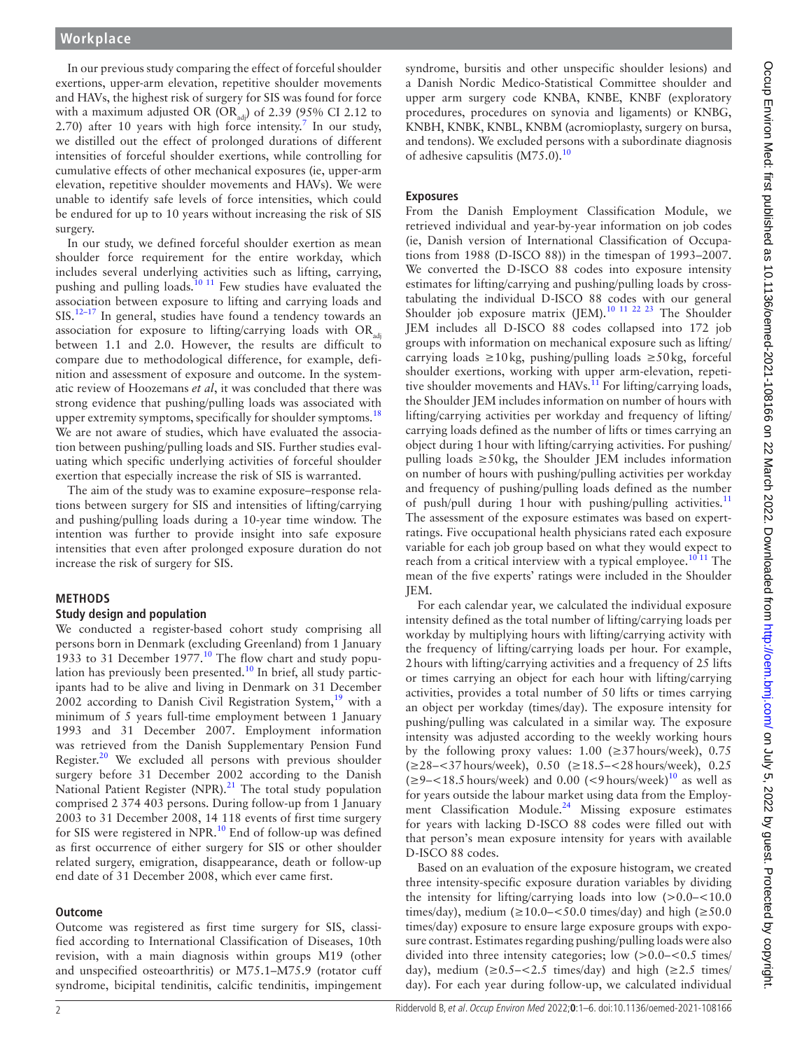In our previous study comparing the effect of forceful shoulder exertions, upper-arm elevation, repetitive shoulder movements and HAVs, the highest risk of surgery for SIS was found for force with a maximum adjusted OR ($OR_{adj}$) of 2.39 (95% CI 2.12 to 2.70) after 10 years with high force intensity.[7] In our study, we distilled out the effect of prolonged durations of different intensities of forceful shoulder exertions, while controlling for cumulative effects of other mechanical exposures (ie, upper-arm elevation, repetitive shoulder movements and HAVs). We were unable to identify safe levels of force intensities, which could be endured for up to 10 years without increasing the risk of SIS surgery.

In our study, we defined forceful shoulder exertion as mean shoulder force requirement for the entire workday, which includes several underlying activities such as lifting, carrying, pushing and pulling loads.[10 11] Few studies have evaluated the association between exposure to lifting and carrying loads and SIS.[12–17] In general, studies have found a tendency towards an association for exposure to lifting/carrying loads with $OR_{adj}$ between 1.1 and 2.0. However, the results are difficult to compare due to methodological difference, for example, definition and assessment of exposure and outcome. In the systematic review of Hoozemans *et al*, it was concluded that there was strong evidence that pushing/pulling loads was associated with upper extremity symptoms, specifically for shoulder symptoms.[18] We are not aware of studies, which have evaluated the association between pushing/pulling loads and SIS. Further studies evaluating which specific underlying activities of forceful shoulder exertion that especially increase the risk of SIS is warranted.

The aim of the study was to examine exposure–response relations between surgery for SIS and intensities of lifting/carrying and pushing/pulling loads during a 10-year time window. The intention was further to provide insight into safe exposure intensities that even after prolonged exposure duration do not increase the risk of surgery for SIS.

## METHODS

### Study design and population

We conducted a register-based cohort study comprising all persons born in Denmark (excluding Greenland) from 1 January 1933 to 31 December 1977.[10] The flow chart and study population has previously been presented.[10] In brief, all study participants had to be alive and living in Denmark on 31 December 2002 according to Danish Civil Registration System,[19] with a minimum of 5 years full-time employment between 1 January 1993 and 31 December 2007. Employment information was retrieved from the Danish Supplementary Pension Fund Register.[20] We excluded all persons with previous shoulder surgery before 31 December 2002 according to the Danish National Patient Register (NPR).[21] The total study population comprised 2 374 403 persons. During follow-up from 1 January 2003 to 31 December 2008, 14 118 events of first time surgery for SIS were registered in NPR.[10] End of follow-up was defined as first occurrence of either surgery for SIS or other shoulder related surgery, emigration, disappearance, death or follow-up end date of 31 December 2008, which ever came first.

### Outcome

Outcome was registered as first time surgery for SIS, classified according to International Classification of Diseases, 10th revision, with a main diagnosis within groups M19 (other and unspecified osteoarthritis) or M75.1–M75.9 (rotator cuff syndrome, bicipital tendinitis, calcific tendinitis, impingement syndrome, bursitis and other unspecific shoulder lesions) and a Danish Nordic Medico-Statistical Committee shoulder and upper arm surgery code KNBA, KNBE, KNBF (exploratory procedures, procedures on synovia and ligaments) or KNBG, KNBH, KNBK, KNBL, KNBM (acromioplasty, surgery on bursa, and tendons). We excluded persons with a subordinate diagnosis of adhesive capsulitis (M75.0).[10]

### Exposures

From the Danish Employment Classification Module, we retrieved individual and year-by-year information on job codes (ie, Danish version of International Classification of Occupations from 1988 (D-ISCO 88)) in the timespan of 1993–2007. We converted the D-ISCO 88 codes into exposure intensity estimates for lifting/carrying and pushing/pulling loads by cross-tabulating the individual D-ISCO 88 codes with our general Shoulder job exposure matrix (JEM).[10 11 22 23] The Shoulder JEM includes all D-ISCO 88 codes collapsed into 172 job groups with information on mechanical exposure such as lifting/carrying loads ≥10 kg, pushing/pulling loads ≥50 kg, forceful shoulder exertions, working with upper arm-elevation, repetitive shoulder movements and HAVs.[11] For lifting/carrying loads, the Shoulder JEM includes information on number of hours with lifting/carrying activities per workday and frequency of lifting/carrying loads defined as the number of lifts or times carrying an object during 1 hour with lifting/carrying activities. For pushing/pulling loads ≥50 kg, the Shoulder JEM includes information on number of hours with pushing/pulling activities per workday and frequency of pushing/pulling loads defined as the number of push/pull during 1 hour with pushing/pulling activities.[11] The assessment of the exposure estimates was based on expert-ratings. Five occupational health physicians rated each exposure variable for each job group based on what they would expect to reach from a critical interview with a typical employee.[10 11] The mean of the five experts' ratings were included in the Shoulder JEM.

For each calendar year, we calculated the individual exposure intensity defined as the total number of lifting/carrying loads per workday by multiplying hours with lifting/carrying activity with the frequency of lifting/carrying loads per hour. For example, 2 hours with lifting/carrying activities and a frequency of 25 lifts or times carrying an object for each hour with lifting/carrying activities, provides a total number of 50 lifts or times carrying an object per workday (times/day). The exposure intensity for pushing/pulling was calculated in a similar way. The exposure intensity was adjusted according to the weekly working hours by the following proxy values: 1.00 (≥37 hours/week), 0.75 (≥28–<37 hours/week), 0.50 (≥18.5–<28 hours/week), 0.25 (≥9–<18.5 hours/week) and 0.00 (<9 hours/week)[10] as well as for years outside the labour market using data from the Employment Classification Module.[24] Missing exposure estimates for years with lacking D-ISCO 88 codes were filled out with that person's mean exposure intensity for years with available D-ISCO 88 codes.

Based on an evaluation of the exposure histogram, we created three intensity-specific exposure duration variables by dividing the intensity for lifting/carrying loads into low (>0.0–<10.0 times/day), medium (≥10.0–<50.0 times/day) and high (≥50.0 times/day) exposure to ensure large exposure groups with exposure contrast. Estimates regarding pushing/pulling loads were also divided into three intensity categories; low (>0.0–<0.5 times/day), medium (≥0.5–<2.5 times/day) and high (≥2.5 times/day). For each year during follow-up, we calculated individual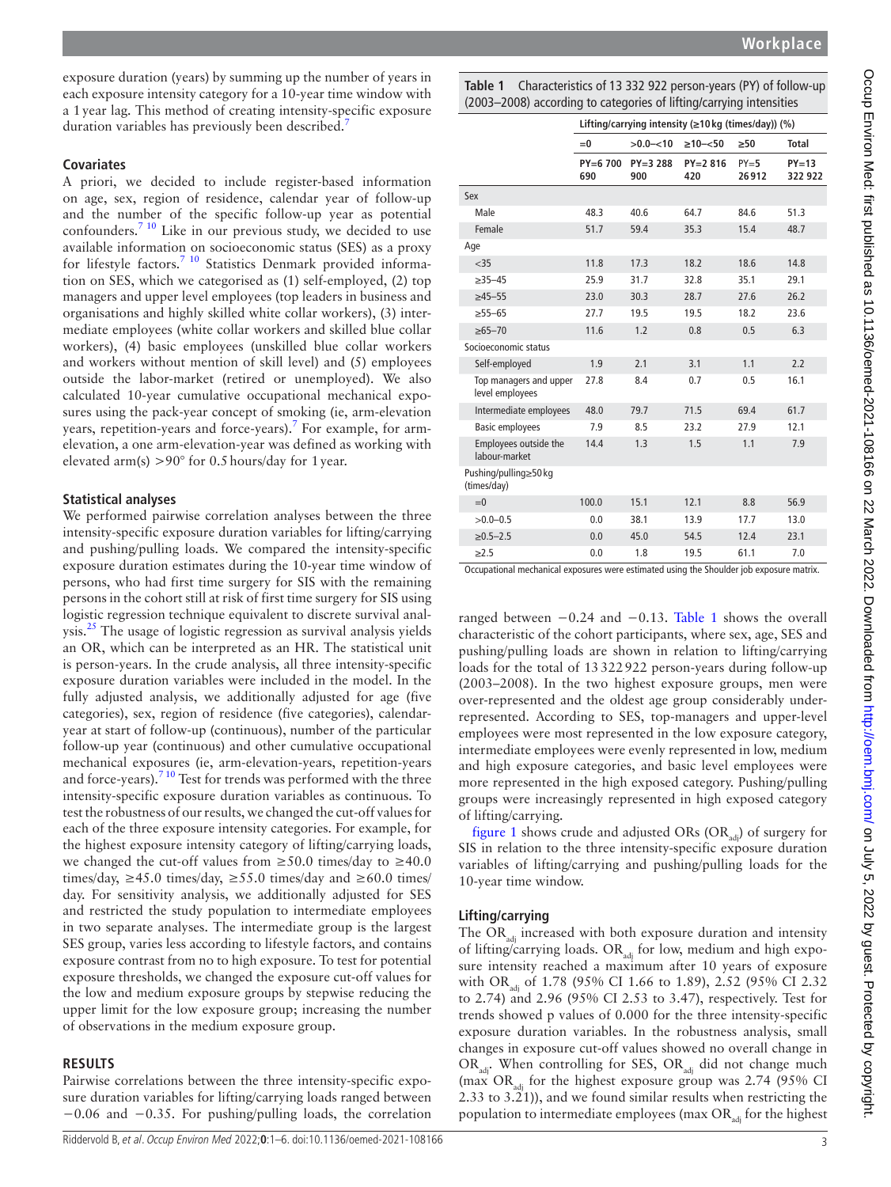exposure duration (years) by summing up the number of years in each exposure intensity category for a 10-year time window with a 1 year lag. This method of creating intensity-specific exposure duration variables has previously been described.[7]

### Covariates

A priori, we decided to include register-based information on age, sex, region of residence, calendar year of follow-up and the number of the specific follow-up year as potential confounders.[7 10] Like in our previous study, we decided to use available information on socioeconomic status (SES) as a proxy for lifestyle factors.[7 10] Statistics Denmark provided information on SES, which we categorised as (1) self-employed, (2) top managers and upper level employees (top leaders in business and organisations and highly skilled white collar workers), (3) intermediate employees (white collar workers and skilled blue collar workers), (4) basic employees (unskilled blue collar workers and workers without mention of skill level) and (5) employees outside the labor-market (retired or unemployed). We also calculated 10-year cumulative occupational mechanical exposures using the pack-year concept of smoking (ie, arm-elevation years, repetition-years and force-years).[7] For example, for arm-elevation, a one arm-elevation-year was defined as working with elevated arm(s) >90° for 0.5 hours/day for 1 year.

### Statistical analyses

We performed pairwise correlation analyses between the three intensity-specific exposure duration variables for lifting/carrying and pushing/pulling loads. We compared the intensity-specific exposure duration estimates during the 10-year time window of persons, who had first time surgery for SIS with the remaining persons in the cohort still at risk of first time surgery for SIS using logistic regression technique equivalent to discrete survival analysis.[25] The usage of logistic regression as survival analysis yields an OR, which can be interpreted as an HR. The statistical unit is person-years. In the crude analysis, all three intensity-specific exposure duration variables were included in the model. In the fully adjusted analysis, we additionally adjusted for age (five categories), sex, region of residence (five categories), calendar-year at start of follow-up (continuous), number of the particular follow-up year (continuous) and other cumulative occupational mechanical exposures (ie, arm-elevation-years, repetition-years and force-years).[7 10] Test for trends was performed with the three intensity-specific exposure duration variables as continuous. To test the robustness of our results, we changed the cut-off values for each of the three exposure intensity categories. For example, for the highest exposure intensity category of lifting/carrying loads, we changed the cut-off values from ≥50.0 times/day to ≥40.0 times/day, ≥45.0 times/day, ≥55.0 times/day and ≥60.0 times/day. For sensitivity analysis, we additionally adjusted for SES and restricted the study population to intermediate employees in two separate analyses. The intermediate group is the largest SES group, varies less according to lifestyle factors, and contains exposure contrast from no to high exposure. To test for potential exposure thresholds, we changed the exposure cut-off values for the low and medium exposure groups by stepwise reducing the upper limit for the low exposure group; increasing the number of observations in the medium exposure group.

## RESULTS

Pairwise correlations between the three intensity-specific exposure duration variables for lifting/carrying loads ranged between −0.06 and −0.35. For pushing/pulling loads, the correlation ranged between −0.24 and −0.13. Table 1 shows the overall characteristic of the cohort participants, where sex, age, SES and pushing/pulling loads are shown in relation to lifting/carrying loads for the total of 13 322 922 person-years during follow-up (2003–2008). In the two highest exposure groups, men were over-represented and the oldest age group considerably under-represented. According to SES, top-managers and upper-level employees were most represented in the low exposure category, intermediate employees were evenly represented in low, medium and high exposure categories, and basic level employees were more represented in the high exposed category. Pushing/pulling groups were increasingly represented in high exposed category of lifting/carrying.

**Table 1** Characteristics of 13 332 922 person-years (PY) of follow-up (2003–2008) according to categories of lifting/carrying intensities

| | Lifting/carrying intensity (≥10 kg (times/day)) (%) | | | | |
|---|---|---|---|---|---|
| | =0 | >0.0–<10 | ≥10–<50 | ≥50 | Total |
| | PY=6 700 690 | PY=3 288 900 | PY=2 816 420 | PY=5 26912 | PY=13 322 922 |
| Sex | | | | | |
| Male | 48.3 | 40.6 | 64.7 | 84.6 | 51.3 |
| Female | 51.7 | 59.4 | 35.3 | 15.4 | 48.7 |
| Age | | | | | |
| <35 | 11.8 | 17.3 | 18.2 | 18.6 | 14.8 |
| ≥35–45 | 25.9 | 31.7 | 32.8 | 35.1 | 29.1 |
| ≥45–55 | 23.0 | 30.3 | 28.7 | 27.6 | 26.2 |
| ≥55–65 | 27.7 | 19.5 | 19.5 | 18.2 | 23.6 |
| ≥65–70 | 11.6 | 1.2 | 0.8 | 0.5 | 6.3 |
| Socioeconomic status | | | | | |
| Self-employed | 1.9 | 2.1 | 3.1 | 1.1 | 2.2 |
| Top managers and upper level employees | 27.8 | 8.4 | 0.7 | 0.5 | 16.1 |
| Intermediate employees | 48.0 | 79.7 | 71.5 | 69.4 | 61.7 |
| Basic employees | 7.9 | 8.5 | 23.2 | 27.9 | 12.1 |
| Employees outside the labour-market | 14.4 | 1.3 | 1.5 | 1.1 | 7.9 |
| Pushing/pulling≥50 kg (times/day) | | | | | |
| =0 | 100.0 | 15.1 | 12.1 | 8.8 | 56.9 |
| >0.0–0.5 | 0.0 | 38.1 | 13.9 | 17.7 | 13.0 |
| ≥0.5–2.5 | 0.0 | 45.0 | 54.5 | 12.4 | 23.1 |
| ≥2.5 | 0.0 | 1.8 | 19.5 | 61.1 | 7.0 |

Occupational mechanical exposures were estimated using the Shoulder job exposure matrix.

figure 1 shows crude and adjusted ORs ($OR_{adj}$) of surgery for SIS in relation to the three intensity-specific exposure duration variables of lifting/carrying and pushing/pulling loads for the 10-year time window.

### Lifting/carrying

The $OR_{adj}$ increased with both exposure duration and intensity of lifting/carrying loads. $OR_{adj}$ for low, medium and high exposure intensity reached a maximum after 10 years of exposure with $OR_{adj}$ of 1.78 (95% CI 1.66 to 1.89), 2.52 (95% CI 2.32 to 2.74) and 2.96 (95% CI 2.53 to 3.47), respectively. Test for trends showed p values of 0.000 for the three intensity-specific exposure duration variables. In the robustness analysis, small changes in exposure cut-off values showed no overall change in $OR_{adj}$. When controlling for SES, $OR_{adj}$ did not change much (max $OR_{adj}$ for the highest exposure group was 2.74 (95% CI 2.33 to 3.21)), and we found similar results when restricting the population to intermediate employees (max $OR_{adj}$ for the highest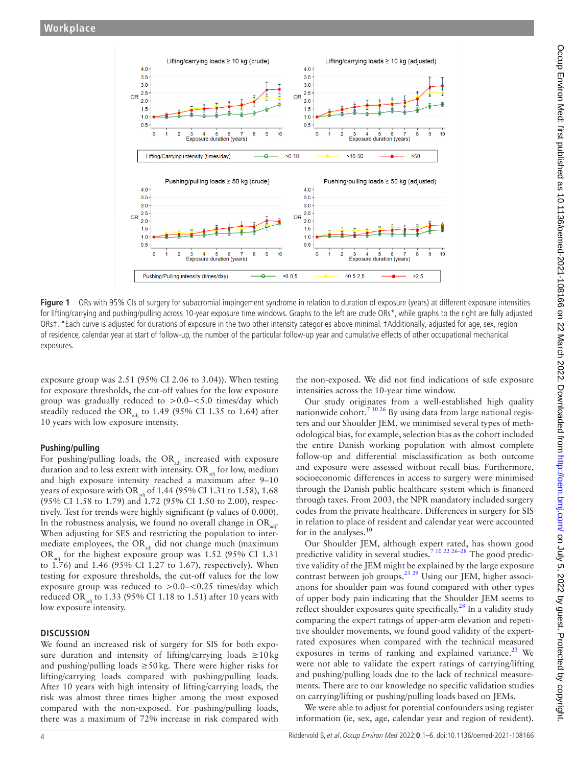Figure 1 ORs with 95% CIs of surgery for subacromial impingement syndrome in relation to duration of exposure (years) at different exposure intensities for lifting/carrying and pushing/pulling across 10-year exposure time windows. Graphs to the left are crude ORs*, while graphs to the right are fully adjusted ORs†. *Each curve is adjusted for durations of exposure in the two other intensity categories above minimal. †Additionally, adjusted for age, sex, region of residence, calendar year at start of follow-up, the number of the particular follow-up year and cumulative effects of other occupational mechanical exposures.

exposure group was 2.51 (95% CI 2.06 to 3.04)). When testing for exposure thresholds, the cut-off values for the low exposure group was gradually reduced to >0.0–<5.0 times/day which steadily reduced the $OR_{adj}$ to 1.49 (95% CI 1.35 to 1.64) after 10 years with low exposure intensity.

### Pushing/pulling

For pushing/pulling loads, the $OR_{adj}$ increased with exposure duration and to less extent with intensity. $OR_{adj}$ for low, medium and high exposure intensity reached a maximum after 9–10 years of exposure with $OR_{adj}$ of 1.44 (95% CI 1.31 to 1.58), 1.68 (95% CI 1.58 to 1.79) and 1.72 (95% CI 1.50 to 2.00), respectively. Test for trends were highly significant (p values of 0.000). In the robustness analysis, we found no overall change in $OR_{adj}$. When adjusting for SES and restricting the population to intermediate employees, the $OR_{adj}$ did not change much (maximum $OR_{adj}$ for the highest exposure group was 1.52 (95% CI 1.31 to 1.76) and 1.46 (95% CI 1.27 to 1.67), respectively). When testing for exposure thresholds, the cut-off values for the low exposure group was reduced to >0.0–<0.25 times/day which reduced $OR_{adj}$ to 1.33 (95% CI 1.18 to 1.51) after 10 years with low exposure intensity.

## DISCUSSION

We found an increased risk of surgery for SIS for both exposure duration and intensity of lifting/carrying loads ≥10 kg and pushing/pulling loads ≥50 kg. There were higher risks for lifting/carrying loads compared with pushing/pulling loads. After 10 years with high intensity of lifting/carrying loads, the risk was almost three times higher among the most exposed compared with the non-exposed. For pushing/pulling loads, there was a maximum of 72% increase in risk compared with the non-exposed. We did not find indications of safe exposure intensities across the 10-year time window.

Our study originates from a well-established high quality nationwide cohort.[7 10 26] By using data from large national registers and our Shoulder JEM, we minimised several types of methodological bias, for example, selection bias as the cohort included the entire Danish working population with almost complete follow-up and differential misclassification as both outcome and exposure were assessed without recall bias. Furthermore, socioeconomic differences in access to surgery were minimised through the Danish public healthcare system which is financed through taxes. From 2003, the NPR mandatory included surgery codes from the private healthcare. Differences in surgery for SIS in relation to place of resident and calendar year were accounted for in the analyses.[10]

Our Shoulder JEM, although expert rated, has shown good predictive validity in several studies.[7 10 22 26–28] The good predictive validity of the JEM might be explained by the large exposure contrast between job groups.[23 29] Using our JEM, higher associations for shoulder pain was found compared with other types of upper body pain indicating that the Shoulder JEM seems to reflect shoulder exposures quite specifically.[28] In a validity study comparing the expert ratings of upper-arm elevation and repetitive shoulder movements, we found good validity of the expert-rated exposures when compared with the technical measured exposures in terms of ranking and explained variance.[23] We were not able to validate the expert ratings of carrying/lifting and pushing/pulling loads due to the lack of technical measurements. There are to our knowledge no specific validation studies on carrying/lifting or pushing/pulling loads based on JEMs.

We were able to adjust for potential confounders using register information (ie, sex, age, calendar year and region of resident).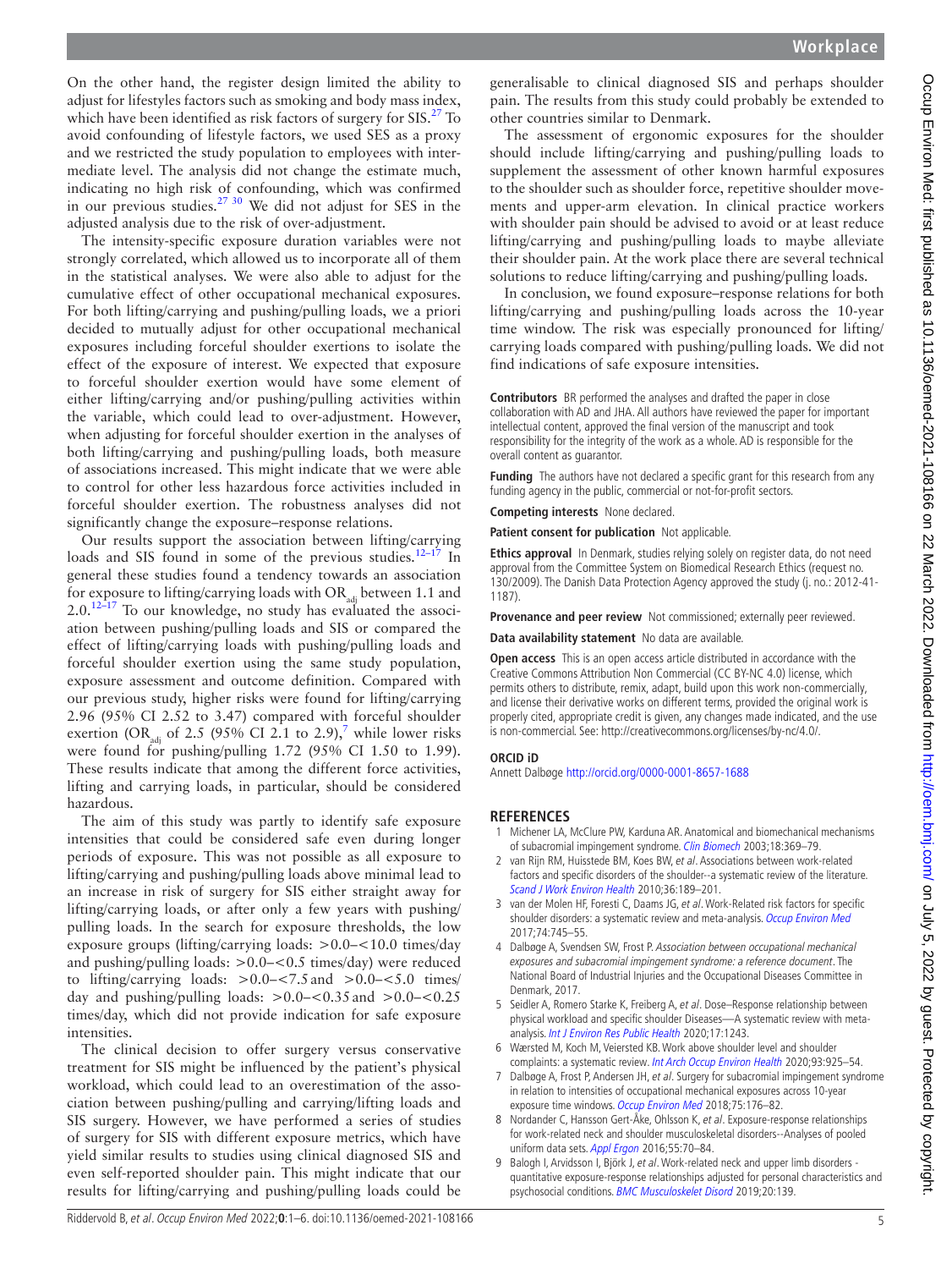On the other hand, the register design limited the ability to adjust for lifestyles factors such as smoking and body mass index, which have been identified as risk factors of surgery for SIS.[27] To avoid confounding of lifestyle factors, we used SES as a proxy and we restricted the study population to employees with intermediate level. The analysis did not change the estimate much, indicating no high risk of confounding, which was confirmed in our previous studies.[27 30] We did not adjust for SES in the adjusted analysis due to the risk of over-adjustment.

The intensity-specific exposure duration variables were not strongly correlated, which allowed us to incorporate all of them in the statistical analyses. We were also able to adjust for the cumulative effect of other occupational mechanical exposures. For both lifting/carrying and pushing/pulling loads, we a priori decided to mutually adjust for other occupational mechanical exposures including forceful shoulder exertions to isolate the effect of the exposure of interest. We expected that exposure to forceful shoulder exertion would have some element of either lifting/carrying and/or pushing/pulling activities within the variable, which could lead to over-adjustment. However, when adjusting for forceful shoulder exertion in the analyses of both lifting/carrying and pushing/pulling loads, both measure of associations increased. This might indicate that we were able to control for other less hazardous force activities included in forceful shoulder exertion. The robustness analyses did not significantly change the exposure–response relations.

Our results support the association between lifting/carrying loads and SIS found in some of the previous studies.[12–17] In general these studies found a tendency towards an association for exposure to lifting/carrying loads with $OR_{adj}$ between 1.1 and 2.0.[12–17] To our knowledge, no study has evaluated the association between pushing/pulling loads and SIS or compared the effect of lifting/carrying loads with pushing/pulling loads and forceful shoulder exertion using the same study population, exposure assessment and outcome definition. Compared with our previous study, higher risks were found for lifting/carrying 2.96 (95% CI 2.52 to 3.47) compared with forceful shoulder exertion ($OR_{adj}$ of 2.5 (95% CI 2.1 to 2.9),[7] while lower risks were found for pushing/pulling 1.72 (95% CI 1.50 to 1.99). These results indicate that among the different force activities, lifting and carrying loads, in particular, should be considered hazardous.

The aim of this study was partly to identify safe exposure intensities that could be considered safe even during longer periods of exposure. This was not possible as all exposure to lifting/carrying and pushing/pulling loads above minimal lead to an increase in risk of surgery for SIS either straight away for lifting/carrying loads, or after only a few years with pushing/pulling loads. In the search for exposure thresholds, the low exposure groups (lifting/carrying loads: >0.0–<10.0 times/day and pushing/pulling loads: >0.0–<0.5 times/day) were reduced to lifting/carrying loads: >0.0–<7.5 and >0.0–<5.0 times/day and pushing/pulling loads: >0.0–<0.35 and >0.0–<0.25 times/day, which did not provide indication for safe exposure intensities.

The clinical decision to offer surgery versus conservative treatment for SIS might be influenced by the patient's physical workload, which could lead to an overestimation of the association between pushing/pulling and carrying/lifting loads and SIS surgery. However, we have performed a series of studies of surgery for SIS with different exposure metrics, which have yield similar results to studies using clinical diagnosed SIS and even self-reported shoulder pain. This might indicate that our results for lifting/carrying and pushing/pulling loads could be generalisable to clinical diagnosed SIS and perhaps shoulder pain. The results from this study could probably be extended to other countries similar to Denmark.

The assessment of ergonomic exposures for the shoulder should include lifting/carrying and pushing/pulling loads to supplement the assessment of other known harmful exposures to the shoulder such as shoulder force, repetitive shoulder movements and upper-arm elevation. In clinical practice workers with shoulder pain should be advised to avoid or at least reduce lifting/carrying and pushing/pulling loads to maybe alleviate their shoulder pain. At the work place there are several technical solutions to reduce lifting/carrying and pushing/pulling loads.

In conclusion, we found exposure–response relations for both lifting/carrying and pushing/pulling loads across the 10-year time window. The risk was especially pronounced for lifting/carrying loads compared with pushing/pulling loads. We did not find indications of safe exposure intensities.

**Contributors** BR performed the analyses and drafted the paper in close collaboration with AD and JHA. All authors have reviewed the paper for important intellectual content, approved the final version of the manuscript and took responsibility for the integrity of the work as a whole. AD is responsible for the overall content as guarantor.

**Funding** The authors have not declared a specific grant for this research from any funding agency in the public, commercial or not-for-profit sectors.

**Competing interests** None declared.

**Patient consent for publication** Not applicable.

**Ethics approval** In Denmark, studies relying solely on register data, do not need approval from the Committee System on Biomedical Research Ethics (request no. 130/2009). The Danish Data Protection Agency approved the study (j. no.: 2012-41-1187).

**Provenance and peer review** Not commissioned; externally peer reviewed.

**Data availability statement** No data are available.

**Open access** This is an open access article distributed in accordance with the Creative Commons Attribution Non Commercial (CC BY-NC 4.0) license, which permits others to distribute, remix, adapt, build upon this work non-commercially, and license their derivative works on different terms, provided the original work is properly cited, appropriate credit is given, any changes made indicated, and the use is non-commercial. See: http://creativecommons.org/licenses/by-nc/4.0/.

**ORCID iD**

Annett Dalbøge http://orcid.org/0000-0001-8657-1688

## REFERENCES

1. Michener LA, McClure PW, Karduna AR. Anatomical and biomechanical mechanisms of subacromial impingement syndrome. *Clin Biomech* 2003;18:369–79.
2. van Rijn RM, Huisstede BM, Koes BW, *et al*. Associations between work-related factors and specific disorders of the shoulder--a systematic review of the literature. *Scand J Work Environ Health* 2010;36:189–201.
3. van der Molen HF, Foresti C, Daams JG, *et al*. Work-Related risk factors for specific shoulder disorders: a systematic review and meta-analysis. *Occup Environ Med* 2017;74:745–55.
4. Dalbøge A, Svendsen SW, Frost P. *Association between occupational mechanical exposures and subacromial impingement syndrome: a reference document*. The National Board of Industrial Injuries and the Occupational Diseases Committee in Denmark, 2017.
5. Seidler A, Romero Starke K, Freiberg A, *et al*. Dose–Response relationship between physical workload and specific shoulder Diseases—A systematic review with meta-analysis. *Int J Environ Res Public Health* 2020;17:1243.
6. Wærsted M, Koch M, Veiersted KB. Work above shoulder level and shoulder complaints: a systematic review. *Int Arch Occup Environ Health* 2020;93:925–54.
7. Dalbøge A, Frost P, Andersen JH, *et al*. Surgery for subacromial impingement syndrome in relation to intensities of occupational mechanical exposures across 10-year exposure time windows. *Occup Environ Med* 2018;75:176–82.
8. Nordander C, Hansson Gert-Åke, Ohlsson K, *et al*. Exposure-response relationships for work-related neck and shoulder musculoskeletal disorders--Analyses of pooled uniform data sets. *Appl Ergon* 2016;55:70–84.
9. Balogh I, Arvidsson I, Björk J, *et al*. Work-related neck and upper limb disorders - quantitative exposure-response relationships adjusted for personal characteristics and psychosocial conditions. *BMC Musculoskelet Disord* 2019;20:139.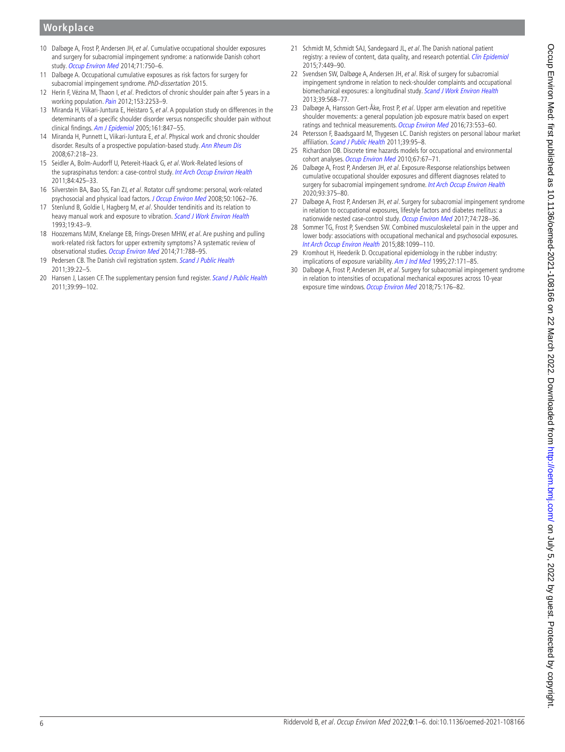10 Dalbøge A, Frost P, Andersen JH, *et al*. Cumulative occupational shoulder exposures and surgery for subacromial impingement syndrome: a nationwide Danish cohort study. *Occup Environ Med* 2014;71:750–6.

11 Dalbøge A. Occupational cumulative exposures as risk factors for surgery for subacromial impingement syndrome. *PhD-dissertation* 2015.

12 Herin F, Vézina M, Thaon I, *et al*. Predictors of chronic shoulder pain after 5 years in a working population. *Pain* 2012;153:2253–9.

13 Miranda H, Viikari-Juntura E, Heistaro S, *et al*. A population study on differences in the determinants of a specific shoulder disorder versus nonspecific shoulder pain without clinical findings. *Am J Epidemiol* 2005;161:847–55.

14 Miranda H, Punnett L, Viikari-Juntura E, *et al*. Physical work and chronic shoulder disorder. Results of a prospective population-based study. *Ann Rheum Dis* 2008;67:218–23.

15 Seidler A, Bolm-Audorff U, Petereit-Haack G, *et al*. Work-Related lesions of the supraspinatus tendon: a case-control study. *Int Arch Occup Environ Health* 2011;84:425–33.

16 Silverstein BA, Bao SS, Fan ZJ, *et al*. Rotator cuff syndrome: personal, work-related psychosocial and physical load factors. *J Occup Environ Med* 2008;50:1062–76.

17 Stenlund B, Goldie I, Hagberg M, *et al*. Shoulder tendinitis and its relation to heavy manual work and exposure to vibration. *Scand J Work Environ Health* 1993;19:43–9.

18 Hoozemans MJM, Knelange EB, Frings-Dresen MHW, *et al*. Are pushing and pulling work-related risk factors for upper extremity symptoms? A systematic review of observational studies. *Occup Environ Med* 2014;71:788–95.

19 Pedersen CB. The Danish civil registration system. *Scand J Public Health* 2011;39:22–5.

20 Hansen J, Lassen CF. The supplementary pension fund register. *Scand J Public Health* 2011;39:99–102.

21 Schmidt M, Schmidt SAJ, Sandegaard JL, *et al*. The Danish national patient registry: a review of content, data quality, and research potential. *Clin Epidemiol* 2015;7:449–90.

22 Svendsen SW, Dalbøge A, Andersen JH, *et al*. Risk of surgery for subacromial impingement syndrome in relation to neck-shoulder complaints and occupational biomechanical exposures: a longitudinal study. *Scand J Work Environ Health* 2013;39:568–77.

23 Dalbøge A, Hansson Gert-Åke, Frost P, *et al*. Upper arm elevation and repetitive shoulder movements: a general population job exposure matrix based on expert ratings and technical measurements. *Occup Environ Med* 2016;73:553–60.

24 Petersson F, Baadsgaard M, Thygesen LC. Danish registers on personal labour market affiliation. *Scand J Public Health* 2011;39:95–8.

25 Richardson DB. Discrete time hazards models for occupational and environmental cohort analyses. *Occup Environ Med* 2010;67:67–71.

26 Dalbøge A, Frost P, Andersen JH, *et al*. Exposure-Response relationships between cumulative occupational shoulder exposures and different diagnoses related to surgery for subacromial impingement syndrome. *Int Arch Occup Environ Health* 2020;93:375–80.

27 Dalbøge A, Frost P, Andersen JH, *et al*. Surgery for subacromial impingement syndrome in relation to occupational exposures, lifestyle factors and diabetes mellitus: a nationwide nested case-control study. *Occup Environ Med* 2017;74:728–36.

28 Sommer TG, Frost P, Svendsen SW. Combined musculoskeletal pain in the upper and lower body: associations with occupational mechanical and psychosocial exposures. *Int Arch Occup Environ Health* 2015;88:1099–110.

29 Kromhout H, Heederik D. Occupational epidemiology in the rubber industry: implications of exposure variability. *Am J Ind Med* 1995;27:171–85.

30 Dalbøge A, Frost P, Andersen JH, *et al*. Surgery for subacromial impingement syndrome in relation to intensities of occupational mechanical exposures across 10-year exposure time windows. *Occup Environ Med* 2018;75:176–82.